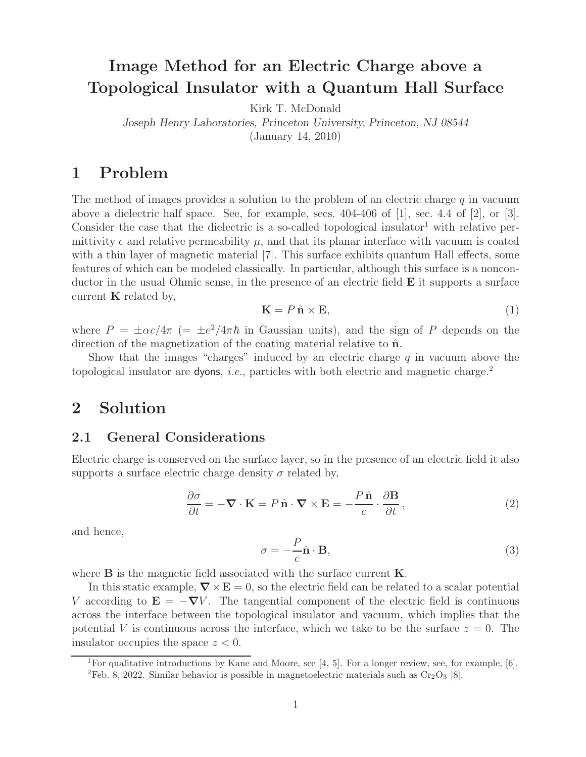# Image Method for an Electric Charge above a Topological Insulator with a Quantum Hall Surface

Kirk T. McDonald

*Joseph Henry Laboratories, Princeton University, Princeton, NJ 08544*

(January 14, 2010)

## 1 Problem

The method of images provides a solution to the problem of an electric charge $q$ in vacuum above a dielectric half space. See, for example, secs. 404-406 of [1], sec. 4.4 of [2], or [3]. Consider the case that the dielectric is a so-called topological insulator[1] with relative permittivity $\epsilon$ and relative permeability $\mu$, and that its planar interface with vacuum is coated with a thin layer of magnetic material [7]. This surface exhibits quantum Hall effects, some features of which can be modeled classically. In particular, although this surface is a nonconductor in the usual Ohmic sense, in the presence of an electric field $\mathbf{E}$ it supports a surface current $\mathbf{K}$ related by,

$$\mathbf{K} = P\,\hat{\mathbf{n}} \times \mathbf{E}, \tag{1}$$

where $P = \pm\alpha c/4\pi$ $(= \pm e^2/4\pi\hbar$ in Gaussian units), and the sign of $P$ depends on the direction of the magnetization of the coating material relative to $\hat{\mathbf{n}}$.

Show that the images "charges" induced by an electric charge $q$ in vacuum above the topological insulator are dyons, *i.e.*, particles with both electric and magnetic charge.[2]

## 2 Solution

### 2.1 General Considerations

Electric charge is conserved on the surface layer, so in the presence of an electric field it also supports a surface electric charge density $\sigma$ related by,

$$\frac{\partial \sigma}{\partial t} = -\boldsymbol{\nabla} \cdot \mathbf{K} = P\,\hat{\mathbf{n}} \cdot \boldsymbol{\nabla} \times \mathbf{E} = -\frac{P\,\hat{\mathbf{n}}}{c} \cdot \frac{\partial \mathbf{B}}{\partial t}\,, \tag{2}$$

and hence,

$$\sigma = -\frac{P}{c}\hat{\mathbf{n}} \cdot \mathbf{B}, \tag{3}$$

where $\mathbf{B}$ is the magnetic field associated with the surface current $\mathbf{K}$.

In this static example, $\boldsymbol{\nabla} \times \mathbf{E} = 0$, so the electric field can be related to a scalar potential $V$ according to $\mathbf{E} = -\boldsymbol{\nabla} V$. The tangential component of the electric field is continuous across the interface between the topological insulator and vacuum, which implies that the potential $V$ is continuous across the interface, which we take to be the surface $z = 0$. The insulator occupies the space $z < 0$.

[1] For qualitative introductions by Kane and Moore, see [4, 5]. For a longer review, see, for example, [6].

[2] Feb. 8, 2022. Similar behavior is possible in magnetoelectric materials such as $Cr_2O_3$ [8].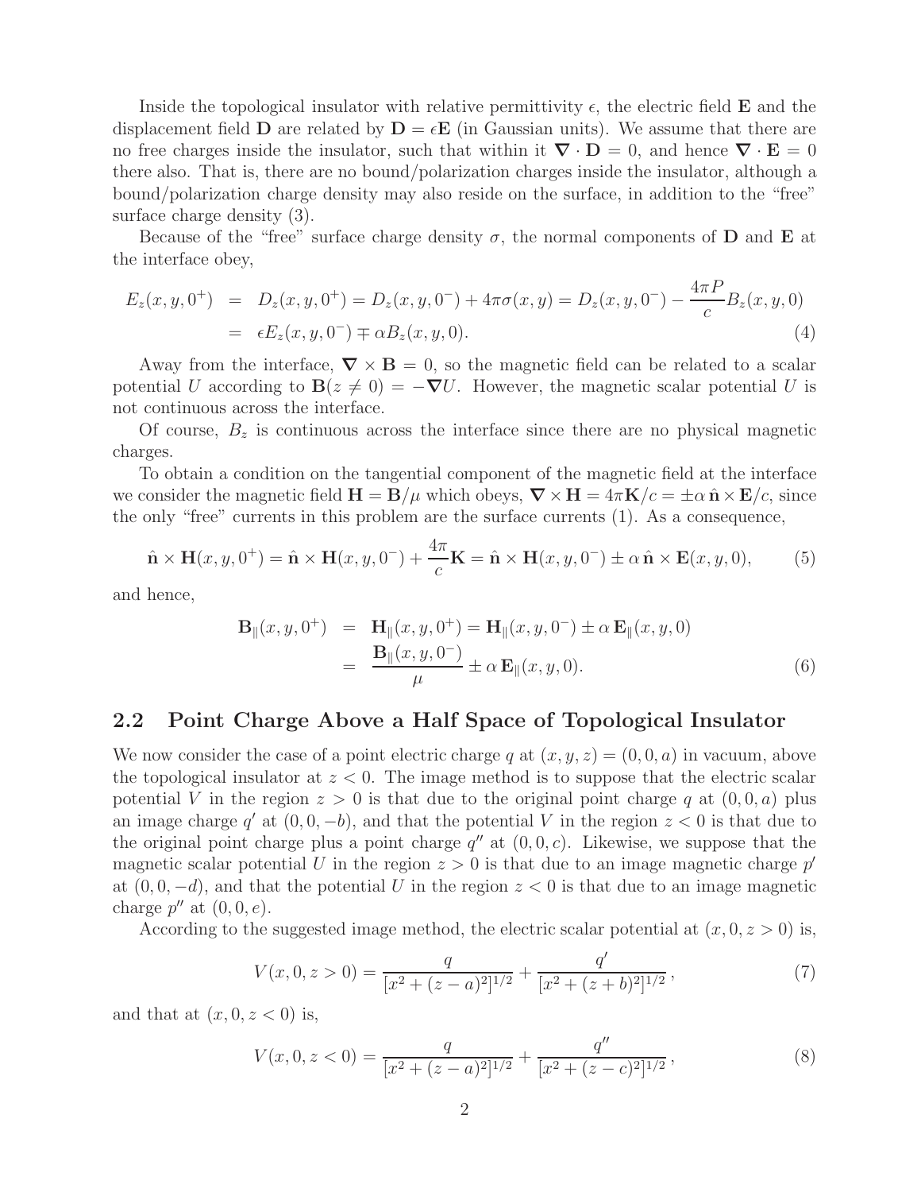Inside the topological insulator with relative permittivity $\epsilon$, the electric field $\mathbf{E}$ and the displacement field $\mathbf{D}$ are related by $\mathbf{D} = \epsilon\mathbf{E}$ (in Gaussian units). We assume that there are no free charges inside the insulator, such that within it $\boldsymbol{\nabla}\cdot\mathbf{D} = 0$, and hence $\boldsymbol{\nabla}\cdot\mathbf{E} = 0$ there also. That is, there are no bound/polarization charges inside the insulator, although a bound/polarization charge density may also reside on the surface, in addition to the "free" surface charge density (3).

Because of the "free" surface charge density $\sigma$, the normal components of $\mathbf{D}$ and $\mathbf{E}$ at the interface obey,

$$
\begin{aligned}
E_z(x,y,0^+) &= D_z(x,y,0^+) = D_z(x,y,0^-) + 4\pi\sigma(x,y) = D_z(x,y,0^-) - \frac{4\pi P}{c}B_z(x,y,0) \\
&= \epsilon E_z(x,y,0^-) \mp \alpha B_z(x,y,0). \qquad (4)
\end{aligned}
$$

Away from the interface, $\boldsymbol{\nabla}\times\mathbf{B} = 0$, so the magnetic field can be related to a scalar potential $U$ according to $\mathbf{B}(z \neq 0) = -\boldsymbol{\nabla}U$. However, the magnetic scalar potential $U$ is not continuous across the interface.

Of course, $B_z$ is continuous across the interface since there are no physical magnetic charges.

To obtain a condition on the tangential component of the magnetic field at the interface we consider the magnetic field $\mathbf{H} = \mathbf{B}/\mu$ which obeys, $\boldsymbol{\nabla}\times\mathbf{H} = 4\pi\mathbf{K}/c = \pm\alpha\,\hat{\mathbf{n}}\times\mathbf{E}/c$, since the only "free" currents in this problem are the surface currents (1). As a consequence,

$$
\hat{\mathbf{n}}\times\mathbf{H}(x,y,0^+) = \hat{\mathbf{n}}\times\mathbf{H}(x,y,0^-) + \frac{4\pi}{c}\mathbf{K} = \hat{\mathbf{n}}\times\mathbf{H}(x,y,0^-) \pm \alpha\,\hat{\mathbf{n}}\times\mathbf{E}(x,y,0), \qquad (5)
$$

and hence,

$$
\begin{aligned}
\mathbf{B}_\parallel(x,y,0^+) &= \mathbf{H}_\parallel(x,y,0^+) = \mathbf{H}_\parallel(x,y,0^-) \pm \alpha\,\mathbf{E}_\parallel(x,y,0) \\
&= \frac{\mathbf{B}_\parallel(x,y,0^-)}{\mu} \pm \alpha\,\mathbf{E}_\parallel(x,y,0). \qquad (6)
\end{aligned}
$$

## 2.2 Point Charge Above a Half Space of Topological Insulator

We now consider the case of a point electric charge $q$ at $(x,y,z) = (0,0,a)$ in vacuum, above the topological insulator at $z < 0$. The image method is to suppose that the electric scalar potential $V$ in the region $z > 0$ is that due to the original point charge $q$ at $(0,0,a)$ plus an image charge $q'$ at $(0,0,-b)$, and that the potential $V$ in the region $z < 0$ is that due to the original point charge plus a point charge $q''$ at $(0,0,c)$. Likewise, we suppose that the magnetic scalar potential $U$ in the region $z > 0$ is that due to an image magnetic charge $p'$ at $(0,0,-d)$, and that the potential $U$ in the region $z < 0$ is that due to an image magnetic charge $p''$ at $(0,0,e)$.

According to the suggested image method, the electric scalar potential at $(x,0,z>0)$ is,

$$
V(x,0,z>0) = \frac{q}{[x^2+(z-a)^2]^{1/2}} + \frac{q'}{[x^2+(z+b)^2]^{1/2}}, \qquad (7)
$$

and that at $(x,0,z<0)$ is,

$$
V(x,0,z<0) = \frac{q}{[x^2+(z-a)^2]^{1/2}} + \frac{q''}{[x^2+(z-c)^2]^{1/2}}, \qquad (8)
$$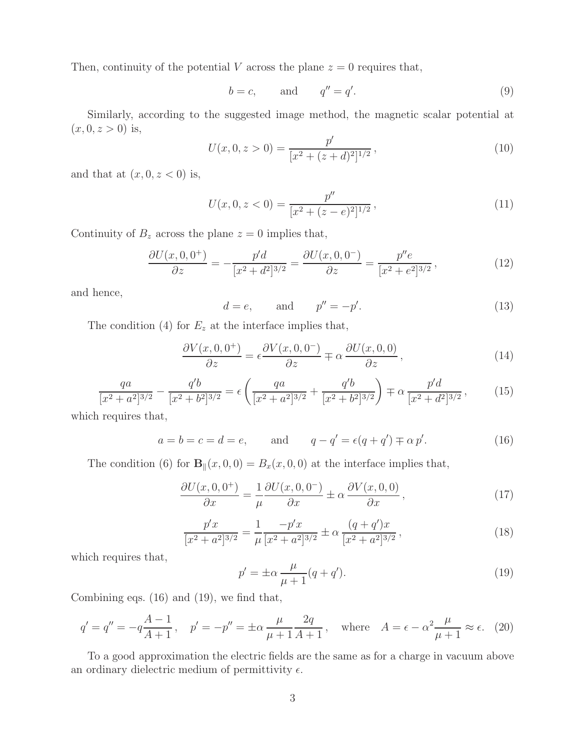Then, continuity of the potential $V$ across the plane $z = 0$ requires that,

$$b = c, \qquad \text{and} \qquad q'' = q'. \tag{9}$$

Similarly, according to the suggested image method, the magnetic scalar potential at $(x, 0, z > 0)$ is,

$$U(x, 0, z > 0) = \frac{p'}{[x^2 + (z + d)^2]^{1/2}}, \tag{10}$$

and that at $(x, 0, z < 0)$ is,

$$U(x, 0, z < 0) = \frac{p''}{[x^2 + (z - e)^2]^{1/2}}, \tag{11}$$

Continuity of $B_z$ across the plane $z = 0$ implies that,

$$\frac{\partial U(x, 0, 0^+)}{\partial z} = -\frac{p'd}{[x^2 + d^2]^{3/2}} = \frac{\partial U(x, 0, 0^-)}{\partial z} = \frac{p''e}{[x^2 + e^2]^{3/2}}, \tag{12}$$

and hence,

$$d = e, \qquad \text{and} \qquad p'' = -p'. \tag{13}$$

The condition (4) for $E_z$ at the interface implies that,

$$\frac{\partial V(x, 0, 0^+)}{\partial z} = \epsilon \frac{\partial V(x, 0, 0^-)}{\partial z} \mp \alpha \, \frac{\partial U(x, 0, 0)}{\partial z}, \tag{14}$$

$$\frac{qa}{[x^2 + a^2]^{3/2}} - \frac{q'b}{[x^2 + b^2]^{3/2}} = \epsilon \left( \frac{qa}{[x^2 + a^2]^{3/2}} + \frac{q'b}{[x^2 + b^2]^{3/2}} \right) \mp \alpha \, \frac{p'd}{[x^2 + d^2]^{3/2}}, \tag{15}$$

which requires that,

$$a = b = c = d = e, \qquad \text{and} \qquad q - q' = \epsilon(q + q') \mp \alpha \, p'. \tag{16}$$

The condition (6) for $\mathbf{B}_\parallel(x, 0, 0) = B_x(x, 0, 0)$ at the interface implies that,

$$\frac{\partial U(x, 0, 0^+)}{\partial x} = \frac{1}{\mu} \frac{\partial U(x, 0, 0^-)}{\partial x} \pm \alpha \, \frac{\partial V(x, 0, 0)}{\partial x}, \tag{17}$$

$$\frac{p'x}{[x^2 + a^2]^{3/2}} = \frac{1}{\mu} \frac{-p'x}{[x^2 + a^2]^{3/2}} \pm \alpha \, \frac{(q + q')x}{[x^2 + a^2]^{3/2}}, \tag{18}$$

which requires that,

$$p' = \pm \alpha \, \frac{\mu}{\mu + 1}(q + q'). \tag{19}$$

Combining eqs. (16) and (19), we find that,

$$q' = q'' = -q \frac{A - 1}{A + 1}, \quad p' = -p'' = \pm \alpha \, \frac{\mu}{\mu + 1} \frac{2q}{A + 1}, \quad \text{where} \quad A = \epsilon - \alpha^2 \frac{\mu}{\mu + 1} \approx \epsilon. \tag{20}$$

To a good approximation the electric fields are the same as for a charge in vacuum above an ordinary dielectric medium of permittivity $\epsilon$.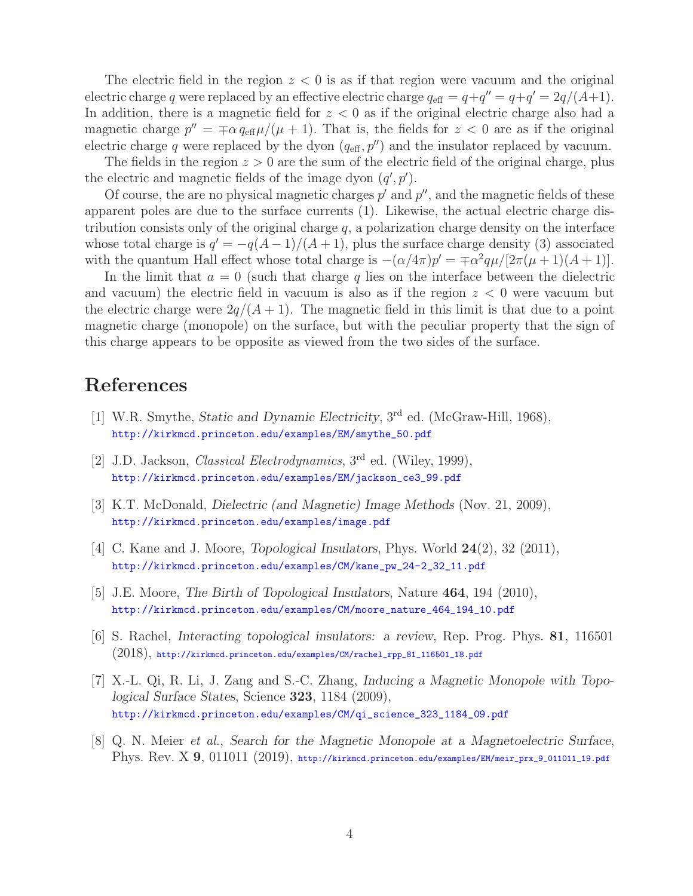The electric field in the region $z < 0$ is as if that region were vacuum and the original electric charge $q$ were replaced by an effective electric charge $q_{\rm eff} = q + q'' = q + q' = 2q/(A+1)$. In addition, there is a magnetic field for $z < 0$ as if the original electric charge also had a magnetic charge $p'' = \mp\alpha\, q_{\rm eff}\mu/(\mu + 1)$. That is, the fields for $z < 0$ are as if the original electric charge $q$ were replaced by the dyon $(q_{\rm eff}, p'')$ and the insulator replaced by vacuum.

The fields in the region $z > 0$ are the sum of the electric field of the original charge, plus the electric and magnetic fields of the image dyon $(q', p')$.

Of course, the are no physical magnetic charges $p'$ and $p''$, and the magnetic fields of these apparent poles are due to the surface currents (1). Likewise, the actual electric charge distribution consists only of the original charge $q$, a polarization charge density on the interface whose total charge is $q' = -q(A - 1)/(A + 1)$, plus the surface charge density (3) associated with the quantum Hall effect whose total charge is $-(\alpha/4\pi)p' = \mp\alpha^2 q\mu/[2\pi(\mu + 1)(A + 1)]$.

In the limit that $a = 0$ (such that charge $q$ lies on the interface between the dielectric and vacuum) the electric field in vacuum is also as if the region $z < 0$ were vacuum but the electric charge were $2q/(A + 1)$. The magnetic field in this limit is that due to a point magnetic charge (monopole) on the surface, but with the peculiar property that the sign of this charge appears to be opposite as viewed from the two sides of the surface.

## References

[1] W.R. Smythe, *Static and Dynamic Electricity*, 3rd ed. (McGraw-Hill, 1968), http://kirkmcd.princeton.edu/examples/EM/smythe_50.pdf

[2] J.D. Jackson, *Classical Electrodynamics*, 3rd ed. (Wiley, 1999), http://kirkmcd.princeton.edu/examples/EM/jackson_ce3_99.pdf

[3] K.T. McDonald, *Dielectric (and Magnetic) Image Methods* (Nov. 21, 2009), http://kirkmcd.princeton.edu/examples/image.pdf

[4] C. Kane and J. Moore, *Topological Insulators*, Phys. World **24**(2), 32 (2011), http://kirkmcd.princeton.edu/examples/CM/kane_pw_24-2_32_11.pdf

[5] J.E. Moore, *The Birth of Topological Insulators*, Nature **464**, 194 (2010), http://kirkmcd.princeton.edu/examples/CM/moore_nature_464_194_10.pdf

[6] S. Rachel, *Interacting topological insulators: a review*, Rep. Prog. Phys. **81**, 116501 (2018), http://kirkmcd.princeton.edu/examples/CM/rachel_rpp_81_116501_18.pdf

[7] X.-L. Qi, R. Li, J. Zang and S.-C. Zhang, *Inducing a Magnetic Monopole with Topological Surface States*, Science **323**, 1184 (2009), http://kirkmcd.princeton.edu/examples/CM/qi_science_323_1184_09.pdf

[8] Q. N. Meier *et al.*, *Search for the Magnetic Monopole at a Magnetoelectric Surface*, Phys. Rev. X **9**, 011011 (2019), http://kirkmcd.princeton.edu/examples/EM/meir_prx_9_011011_19.pdf